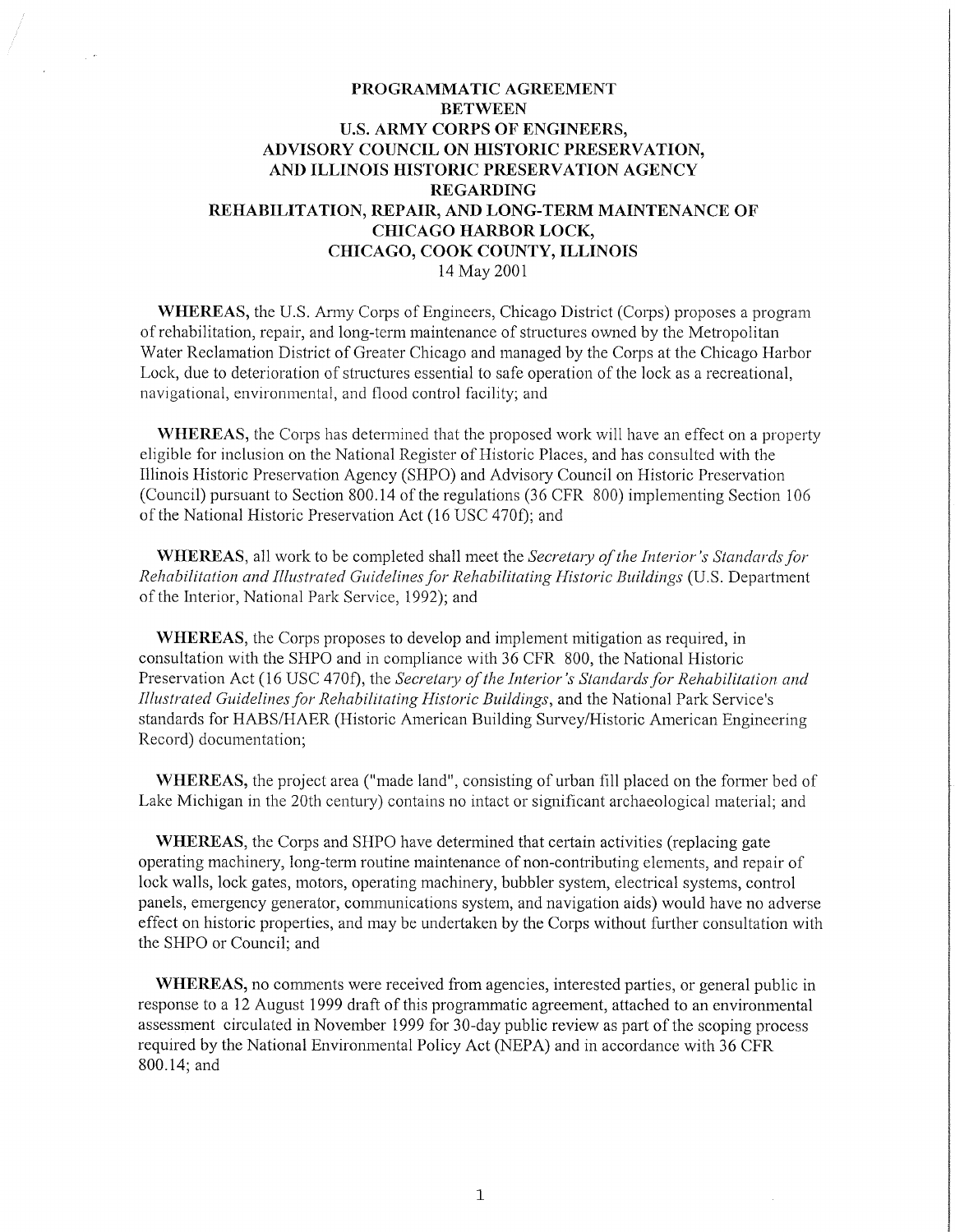# PROGRAMMATIC AGREEMENT BETWEEN U.S. ARMY CORPS OF ENGINEERS, ADVISORY COUNCIL ON HISTORIC PRESERVATION, AND ILLINOIS HISTORIC PRESERVATION AGENCY REGARDING REHABILITATION, REPAIR, AND LONG-TERM MAINTENANCE OF CHICAGO HARBOR LOCK, CHICAGO, COOK COUNTY, ILLINOIS

14 May 2001

**WHEREAS,** the U.S. Army Corps of Engineers, Chicago District (Corps) proposes a program of rehabilitation, repair, and long-term maintenance of structures owned by the Metropolitan Water Reclamation District of Greater Chicago and managed by the Corps at the Chicago Harbor Lock, due to deterioration of structures essential to safe operation of the lock as a recreational, navigational, environmental, and flood control facility; and

**WHEREAS,** the Corps has determined that the proposed work will have an effect on a property eligible for inclusion on the National Register of Historic Places, and has consulted with the Illinois Historic Preservation Agency (SHPO) and Advisory Council on Historic Preservation (Council) pursuant to Section 800.14 of the regulations (36 CFR 800) implementing Section 106 of the National Historic Preservation Act (16 USC 470f); and

**WHEREAS,** all work to be completed shall meet the *Secretary of the Interior's Standards for Rehabilitation and Illustrated Guidelines for Rehabilitating Historic Buildings* (U.S. Department of the Interior, National Park Service, 1992); and

**WHEREAS,** the Corps proposes to develop and implement mitigation as required, in consultation with the SHPO and in compliance with 36 CFR 800, the National Historic Preservation Act (16 USC 470f), the *Secretary of the Interior's Standards for Rehabilitation and Illustrated Guidelines for Rehabilitating Historic Buildings*, and the National Park Service's standards for HABS/HAER (Historic American Building Survey/Historic American Engineering Record) documentation;

**WHEREAS,** the project area ("made land", consisting of urban fill placed on the former bed of Lake Michigan in the 20th century) contains no intact or significant archaeological material; and

**WHEREAS,** the Corps and SHPO have determined that certain activities (replacing gate operating machinery, long-term routine maintenance of non-contributing elements, and repair of lock walls, lock gates, motors, operating machinery, bubbler system, electrical systems, control panels, emergency generator, communications system, and navigation aids) would have no adverse effect on historic properties, and may be undertaken by the Corps without further consultation with the SHPO or Council; and

**WHEREAS,** no comments were received from agencies, interested parties, or general public in response to a 12 August 1999 draft of this programmatic agreement, attached to an environmental assessment circulated in November 1999 for 30-day public review as part of the scoping process required by the National Environmental Policy Act (NEPA) and in accordance with 36 CFR 800.14; and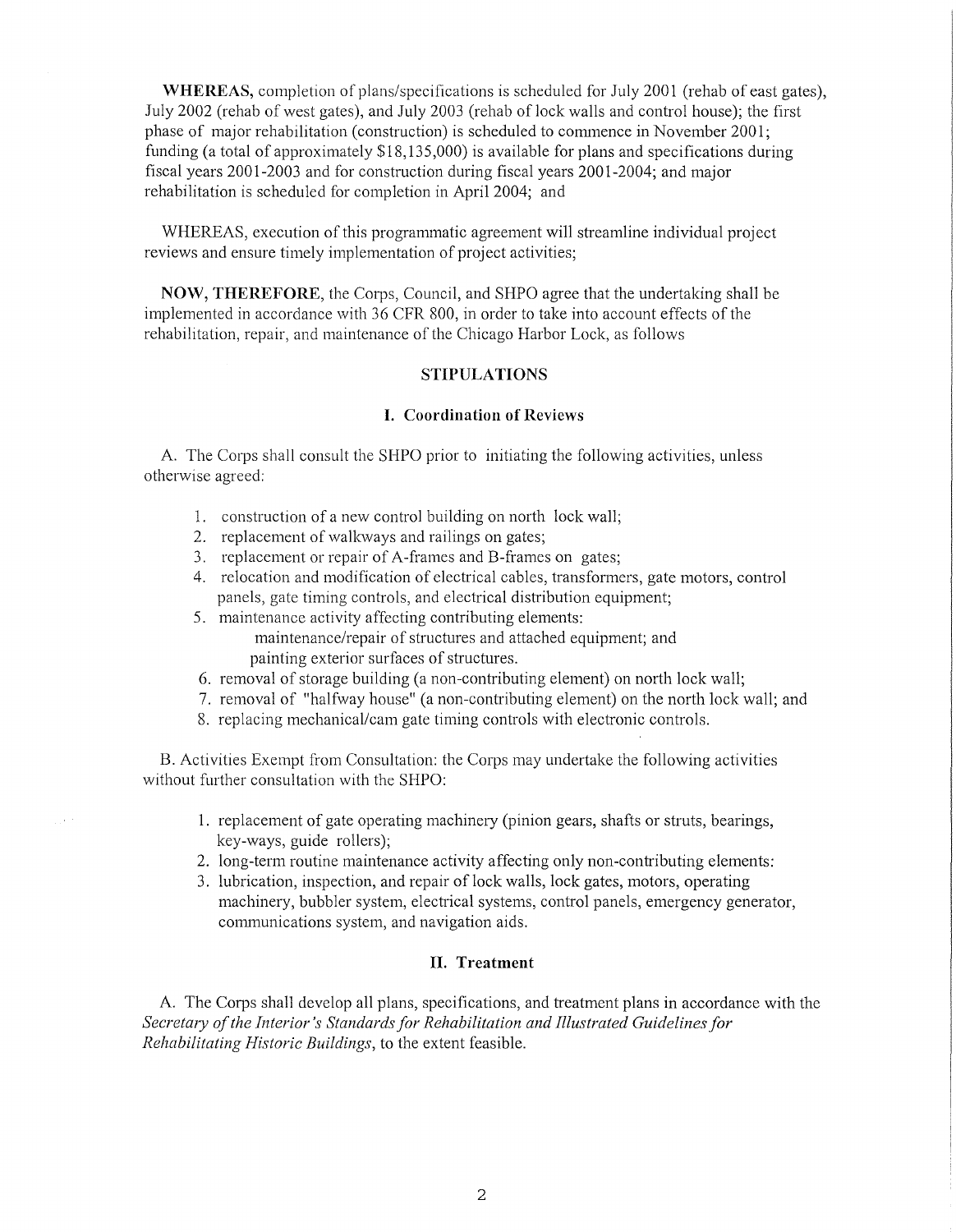**WHEREAS,** completion of plans/specifications is scheduled for July 2001 (rehab of east gates), July 2002 (rehab of west gates), and July 2003 (rehab of lock walls and control house); the first phase of major rehabilitation (construction) is scheduled to commence in November 2001; funding (a total of approximately $18,135,000) is available for plans and specifications during fiscal years 2001-2003 and for construction during fiscal years 2001-2004; and major rehabilitation is scheduled for completion in April 2004; and

WHEREAS, execution of this programmatic agreement will streamline individual project reviews and ensure timely implementation of project activities;

**NOW, THEREFORE,** the Corps, Council, and SHPO agree that the undertaking shall be implemented in accordance with 36 CFR 800, in order to take into account effects of the rehabilitation, repair, and maintenance of the Chicago Harbor Lock, as follows

## STIPULATIONS

### I. Coordination of Reviews

A. The Corps shall consult the SHPO prior to initiating the following activities, unless otherwise agreed:

1. construction of a new control building on north lock wall;
2. replacement of walkways and railings on gates;
3. replacement or repair of A-frames and B-frames on gates;
4. relocation and modification of electrical cables, transformers, gate motors, control panels, gate timing controls, and electrical distribution equipment;
5. maintenance activity affecting contributing elements:
   maintenance/repair of structures and attached equipment; and
   painting exterior surfaces of structures.
6. removal of storage building (a non-contributing element) on north lock wall;
7. removal of "halfway house" (a non-contributing element) on the north lock wall; and
8. replacing mechanical/cam gate timing controls with electronic controls.

B. Activities Exempt from Consultation: the Corps may undertake the following activities without further consultation with the SHPO:

1. replacement of gate operating machinery (pinion gears, shafts or struts, bearings, key-ways, guide rollers);
2. long-term routine maintenance activity affecting only non-contributing elements:
3. lubrication, inspection, and repair of lock walls, lock gates, motors, operating machinery, bubbler system, electrical systems, control panels, emergency generator, communications system, and navigation aids.

### II. Treatment

A. The Corps shall develop all plans, specifications, and treatment plans in accordance with the *Secretary of the Interior's Standards for Rehabilitation and Illustrated Guidelines for Rehabilitating Historic Buildings*, to the extent feasible.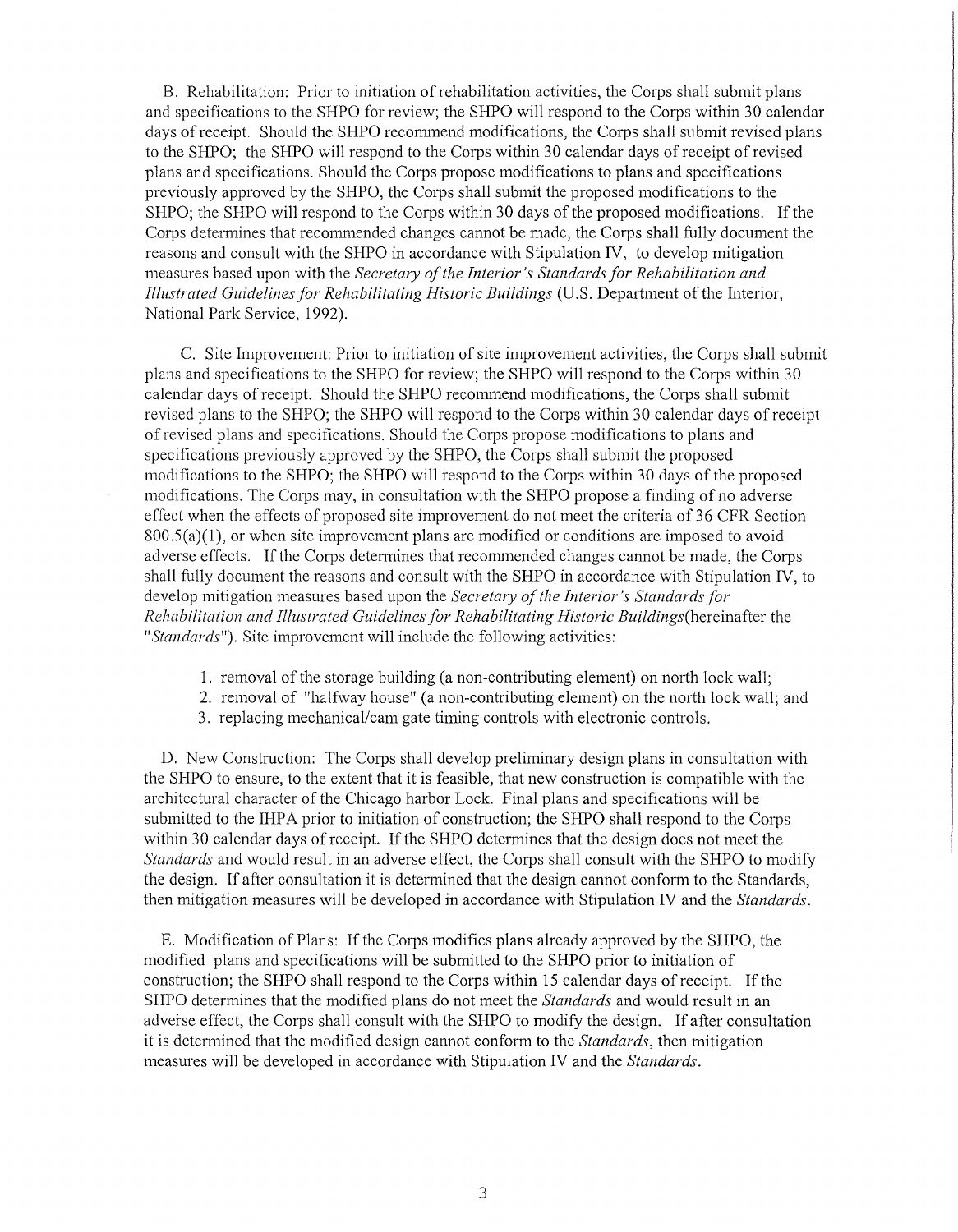B. Rehabilitation: Prior to initiation of rehabilitation activities, the Corps shall submit plans and specifications to the SHPO for review; the SHPO will respond to the Corps within 30 calendar days of receipt. Should the SHPO recommend modifications, the Corps shall submit revised plans to the SHPO; the SHPO will respond to the Corps within 30 calendar days of receipt of revised plans and specifications. Should the Corps propose modifications to plans and specifications previously approved by the SHPO, the Corps shall submit the proposed modifications to the SHPO; the SHPO will respond to the Corps within 30 days of the proposed modifications. If the Corps determines that recommended changes cannot be made, the Corps shall fully document the reasons and consult with the SHPO in accordance with Stipulation IV, to develop mitigation measures based upon with the *Secretary of the Interior's Standards for Rehabilitation and Illustrated Guidelines for Rehabilitating Historic Buildings* (U.S. Department of the Interior, National Park Service, 1992).

C. Site Improvement: Prior to initiation of site improvement activities, the Corps shall submit plans and specifications to the SHPO for review; the SHPO will respond to the Corps within 30 calendar days of receipt. Should the SHPO recommend modifications, the Corps shall submit revised plans to the SHPO; the SHPO will respond to the Corps within 30 calendar days of receipt of revised plans and specifications. Should the Corps propose modifications to plans and specifications previously approved by the SHPO, the Corps shall submit the proposed modifications to the SHPO; the SHPO will respond to the Corps within 30 days of the proposed modifications. The Corps may, in consultation with the SHPO propose a finding of no adverse effect when the effects of proposed site improvement do not meet the criteria of 36 CFR Section 800.5(a)(1), or when site improvement plans are modified or conditions are imposed to avoid adverse effects. If the Corps determines that recommended changes cannot be made, the Corps shall fully document the reasons and consult with the SHPO in accordance with Stipulation IV, to develop mitigation measures based upon the *Secretary of the Interior's Standards for Rehabilitation and Illustrated Guidelines for Rehabilitating Historic Buildings*(hereinafter the "*Standards*"). Site improvement will include the following activities:

1. removal of the storage building (a non-contributing element) on north lock wall;
2. removal of "halfway house" (a non-contributing element) on the north lock wall; and
3. replacing mechanical/cam gate timing controls with electronic controls.

D. New Construction: The Corps shall develop preliminary design plans in consultation with the SHPO to ensure, to the extent that it is feasible, that new construction is compatible with the architectural character of the Chicago harbor Lock. Final plans and specifications will be submitted to the IHPA prior to initiation of construction; the SHPO shall respond to the Corps within 30 calendar days of receipt. If the SHPO determines that the design does not meet the *Standards* and would result in an adverse effect, the Corps shall consult with the SHPO to modify the design. If after consultation it is determined that the design cannot conform to the Standards, then mitigation measures will be developed in accordance with Stipulation IV and the *Standards*.

E. Modification of Plans: If the Corps modifies plans already approved by the SHPO, the modified plans and specifications will be submitted to the SHPO prior to initiation of construction; the SHPO shall respond to the Corps within 15 calendar days of receipt. If the SHPO determines that the modified plans do not meet the *Standards* and would result in an adverse effect, the Corps shall consult with the SHPO to modify the design. If after consultation it is determined that the modified design cannot conform to the *Standards*, then mitigation measures will be developed in accordance with Stipulation IV and the *Standards*.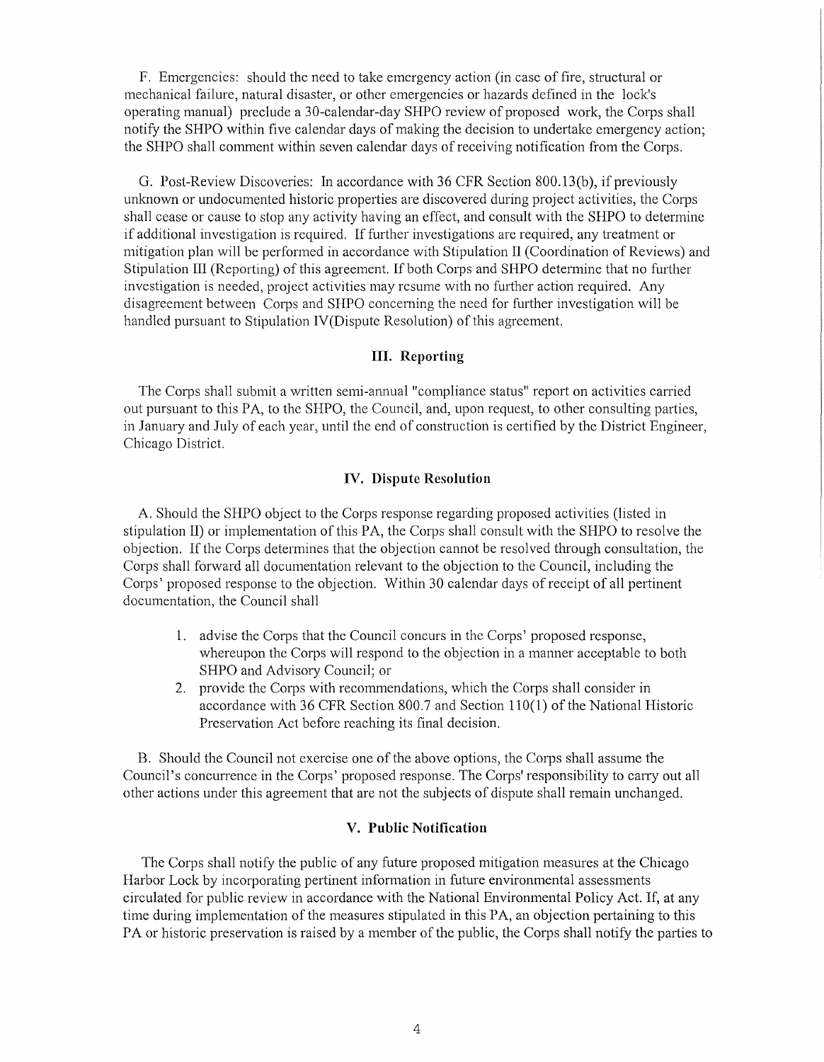F. Emergencies: should the need to take emergency action (in case of fire, structural or mechanical failure, natural disaster, or other emergencies or hazards defined in the lock's operating manual) preclude a 30-calendar-day SHPO review of proposed work, the Corps shall notify the SHPO within five calendar days of making the decision to undertake emergency action; the SHPO shall comment within seven calendar days of receiving notification from the Corps.

G. Post-Review Discoveries: In accordance with 36 CFR Section 800.13(b), if previously unknown or undocumented historic properties are discovered during project activities, the Corps shall cease or cause to stop any activity having an effect, and consult with the SHPO to determine if additional investigation is required. If further investigations are required, any treatment or mitigation plan will be performed in accordance with Stipulation II (Coordination of Reviews) and Stipulation III (Reporting) of this agreement. If both Corps and SHPO determine that no further investigation is needed, project activities may resume with no further action required. Any disagreement between Corps and SHPO concerning the need for further investigation will be handled pursuant to Stipulation IV(Dispute Resolution) of this agreement.

## III. Reporting

The Corps shall submit a written semi-annual "compliance status" report on activities carried out pursuant to this PA, to the SHPO, the Council, and, upon request, to other consulting parties, in January and July of each year, until the end of construction is certified by the District Engineer, Chicago District.

## IV. Dispute Resolution

A. Should the SHPO object to the Corps response regarding proposed activities (listed in stipulation II) or implementation of this PA, the Corps shall consult with the SHPO to resolve the objection. If the Corps determines that the objection cannot be resolved through consultation, the Corps shall forward all documentation relevant to the objection to the Council, including the Corps' proposed response to the objection. Within 30 calendar days of receipt of all pertinent documentation, the Council shall

1. advise the Corps that the Council concurs in the Corps' proposed response, whereupon the Corps will respond to the objection in a manner acceptable to both SHPO and Advisory Council; or
2. provide the Corps with recommendations, which the Corps shall consider in accordance with 36 CFR Section 800.7 and Section 110(1) of the National Historic Preservation Act before reaching its final decision.

B. Should the Council not exercise one of the above options, the Corps shall assume the Council's concurrence in the Corps' proposed response. The Corps' responsibility to carry out all other actions under this agreement that are not the subjects of dispute shall remain unchanged.

## V. Public Notification

The Corps shall notify the public of any future proposed mitigation measures at the Chicago Harbor Lock by incorporating pertinent information in future environmental assessments circulated for public review in accordance with the National Environmental Policy Act. If, at any time during implementation of the measures stipulated in this PA, an objection pertaining to this PA or historic preservation is raised by a member of the public, the Corps shall notify the parties to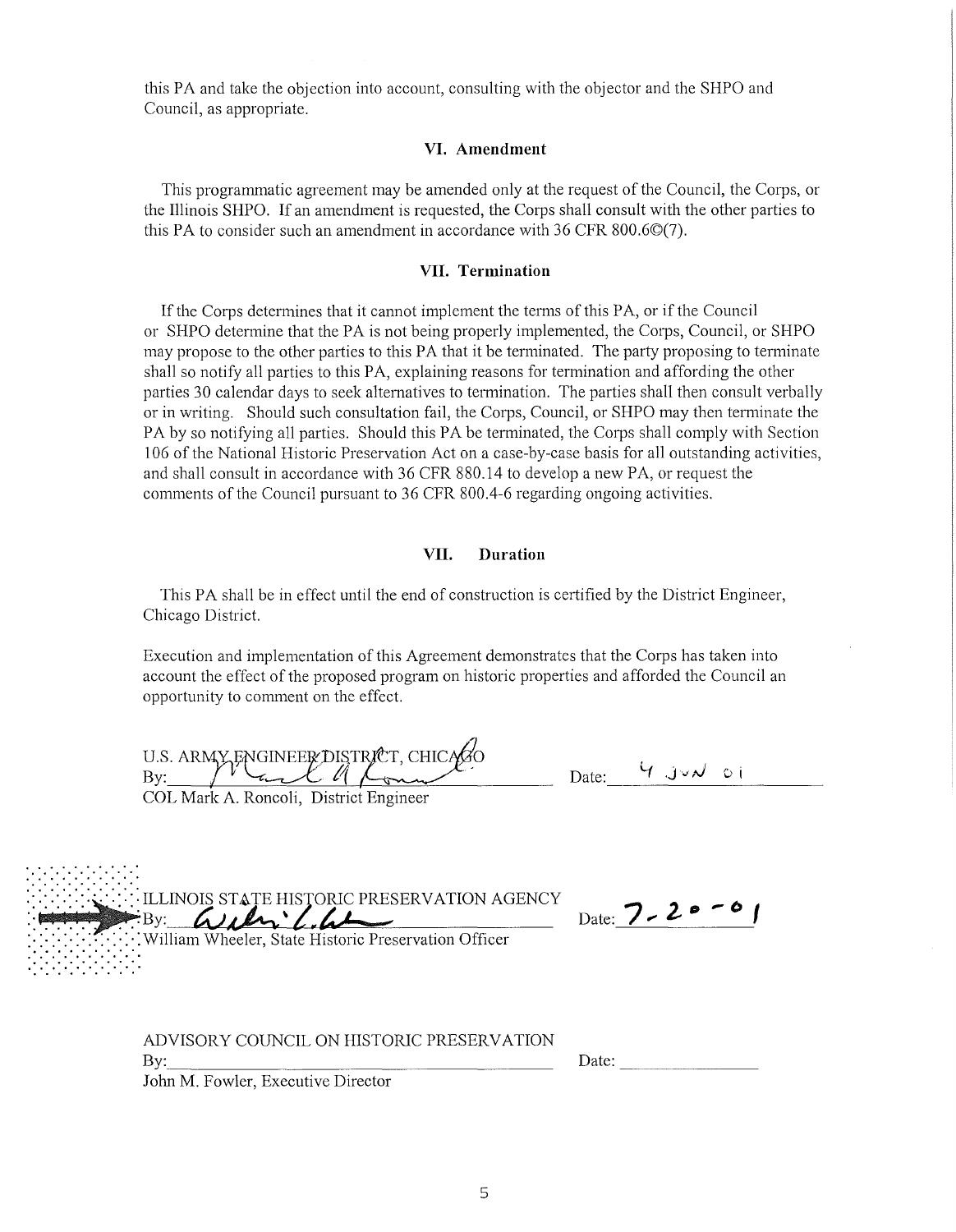this PA and take the objection into account, consulting with the objector and the SHPO and Council, as appropriate.

### VI. Amendment

This programmatic agreement may be amended only at the request of the Council, the Corps, or the Illinois SHPO. If an amendment is requested, the Corps shall consult with the other parties to this PA to consider such an amendment in accordance with 36 CFR 800.6©(7).

### VII. Termination

If the Corps determines that it cannot implement the terms of this PA, or if the Council or SHPO determine that the PA is not being properly implemented, the Corps, Council, or SHPO may propose to the other parties to this PA that it be terminated. The party proposing to terminate shall so notify all parties to this PA, explaining reasons for termination and affording the other parties 30 calendar days to seek alternatives to termination. The parties shall then consult verbally or in writing. Should such consultation fail, the Corps, Council, or SHPO may then terminate the PA by so notifying all parties. Should this PA be terminated, the Corps shall comply with Section 106 of the National Historic Preservation Act on a case-by-case basis for all outstanding activities, and shall consult in accordance with 36 CFR 880.14 to develop a new PA, or request the comments of the Council pursuant to 36 CFR 800.4-6 regarding ongoing activities.

### VII. Duration

This PA shall be in effect until the end of construction is certified by the District Engineer, Chicago District.

Execution and implementation of this Agreement demonstrates that the Corps has taken into account the effect of the proposed program on historic properties and afforded the Council an opportunity to comment on the effect.

U.S. ARMY ENGINEER DISTRICT, CHICAGO
By: ____________________ Date: 4 JUN 01
COL Mark A. Roncoli, District Engineer

ILLINOIS STATE HISTORIC PRESERVATION AGENCY
By: ____________________ Date: 7-20-01
William Wheeler, State Historic Preservation Officer

ADVISORY COUNCIL ON HISTORIC PRESERVATION
By: ____________________ Date: ____________
John M. Fowler, Executive Director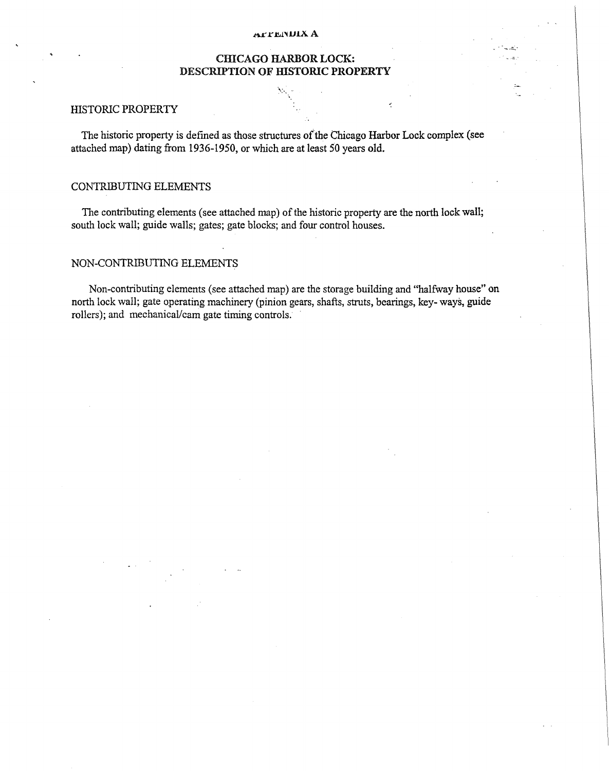APPENDIX A

# CHICAGO HARBOR LOCK: DESCRIPTION OF HISTORIC PROPERTY

## HISTORIC PROPERTY

The historic property is defined as those structures of the Chicago Harbor Lock complex (see attached map) dating from 1936-1950, or which are at least 50 years old.

## CONTRIBUTING ELEMENTS

The contributing elements (see attached map) of the historic property are the north lock wall; south lock wall; guide walls; gates; gate blocks; and four control houses.

## NON-CONTRIBUTING ELEMENTS

Non-contributing elements (see attached map) are the storage building and "halfway house" on north lock wall; gate operating machinery (pinion gears, shafts, struts, bearings, key- ways, guide rollers); and mechanical/cam gate timing controls.